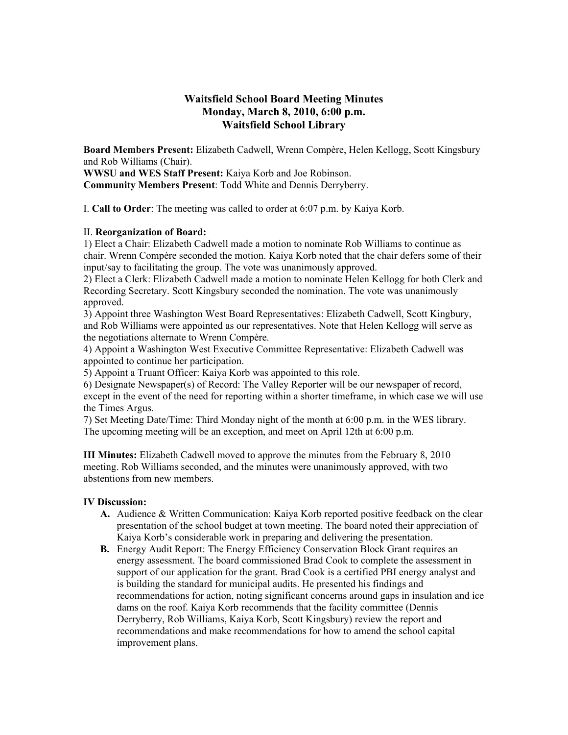# Waitsfield School Board Meeting Minutes
## Monday, March 8, 2010, 6:00 p.m.
## Waitsfield School Library

**Board Members Present:** Elizabeth Cadwell, Wrenn Compère, Helen Kellogg, Scott Kingsbury and Rob Williams (Chair).
**WWSU and WES Staff Present:** Kaiya Korb and Joe Robinson.
**Community Members Present**: Todd White and Dennis Derryberry.

I. **Call to Order**: The meeting was called to order at 6:07 p.m. by Kaiya Korb.

II. **Reorganization of Board:**
1) Elect a Chair: Elizabeth Cadwell made a motion to nominate Rob Williams to continue as chair. Wrenn Compère seconded the motion. Kaiya Korb noted that the chair defers some of their input/say to facilitating the group. The vote was unanimously approved.
2) Elect a Clerk: Elizabeth Cadwell made a motion to nominate Helen Kellogg for both Clerk and Recording Secretary. Scott Kingsbury seconded the nomination. The vote was unanimously approved.
3) Appoint three Washington West Board Representatives: Elizabeth Cadwell, Scott Kingbury, and Rob Williams were appointed as our representatives. Note that Helen Kellogg will serve as the negotiations alternate to Wrenn Compère.
4) Appoint a Washington West Executive Committee Representative: Elizabeth Cadwell was appointed to continue her participation.
5) Appoint a Truant Officer: Kaiya Korb was appointed to this role.
6) Designate Newspaper(s) of Record: The Valley Reporter will be our newspaper of record, except in the event of the need for reporting within a shorter timeframe, in which case we will use the Times Argus.
7) Set Meeting Date/Time: Third Monday night of the month at 6:00 p.m. in the WES library. The upcoming meeting will be an exception, and meet on April 12th at 6:00 p.m.

**III Minutes:** Elizabeth Cadwell moved to approve the minutes from the February 8, 2010 meeting. Rob Williams seconded, and the minutes were unanimously approved, with two abstentions from new members.

**IV Discussion:**

- **A.** Audience & Written Communication: Kaiya Korb reported positive feedback on the clear presentation of the school budget at town meeting. The board noted their appreciation of Kaiya Korb's considerable work in preparing and delivering the presentation.
- **B.** Energy Audit Report: The Energy Efficiency Conservation Block Grant requires an energy assessment. The board commissioned Brad Cook to complete the assessment in support of our application for the grant. Brad Cook is a certified PBI energy analyst and is building the standard for municipal audits. He presented his findings and recommendations for action, noting significant concerns around gaps in insulation and ice dams on the roof. Kaiya Korb recommends that the facility committee (Dennis Derryberry, Rob Williams, Kaiya Korb, Scott Kingsbury) review the report and recommendations and make recommendations for how to amend the school capital improvement plans.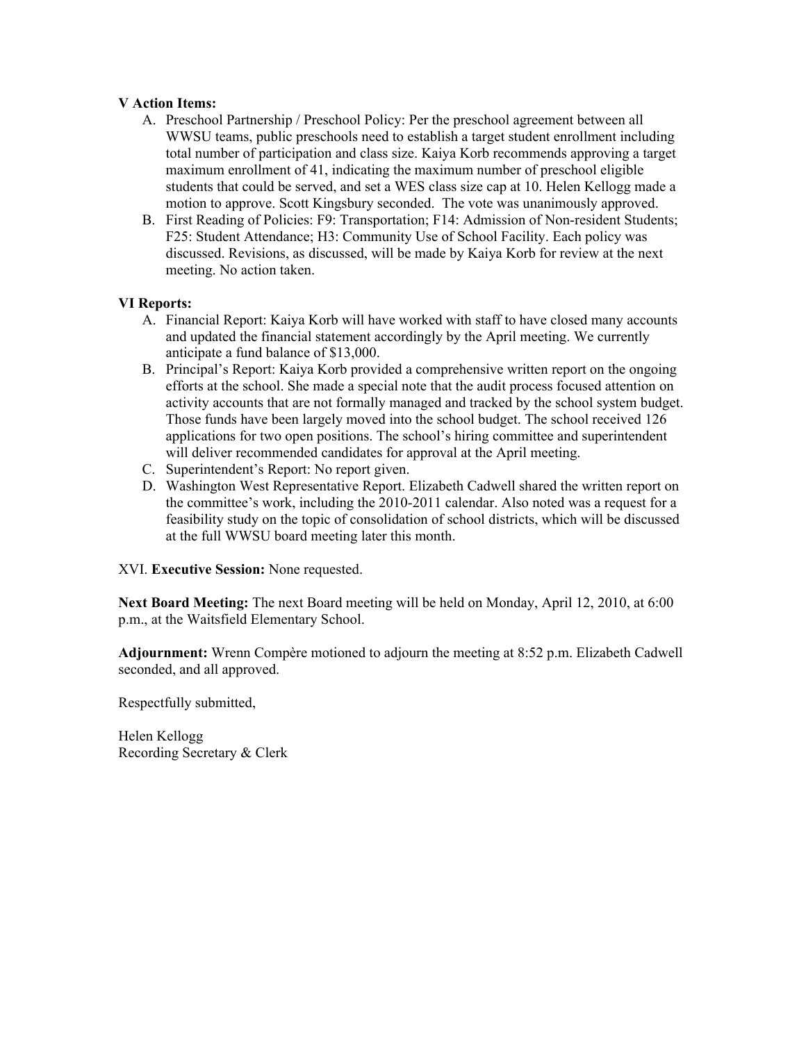**V Action Items:**

A. Preschool Partnership / Preschool Policy: Per the preschool agreement between all WWSU teams, public preschools need to establish a target student enrollment including total number of participation and class size. Kaiya Korb recommends approving a target maximum enrollment of 41, indicating the maximum number of preschool eligible students that could be served, and set a WES class size cap at 10. Helen Kellogg made a motion to approve. Scott Kingsbury seconded. The vote was unanimously approved.
B. First Reading of Policies: F9: Transportation; F14: Admission of Non-resident Students; F25: Student Attendance; H3: Community Use of School Facility. Each policy was discussed. Revisions, as discussed, will be made by Kaiya Korb for review at the next meeting. No action taken.

**VI Reports:**

A. Financial Report: Kaiya Korb will have worked with staff to have closed many accounts and updated the financial statement accordingly by the April meeting. We currently anticipate a fund balance of $13,000.
B. Principal's Report: Kaiya Korb provided a comprehensive written report on the ongoing efforts at the school. She made a special note that the audit process focused attention on activity accounts that are not formally managed and tracked by the school system budget. Those funds have been largely moved into the school budget. The school received 126 applications for two open positions. The school's hiring committee and superintendent will deliver recommended candidates for approval at the April meeting.
C. Superintendent's Report: No report given.
D. Washington West Representative Report. Elizabeth Cadwell shared the written report on the committee's work, including the 2010-2011 calendar. Also noted was a request for a feasibility study on the topic of consolidation of school districts, which will be discussed at the full WWSU board meeting later this month.

XVI. **Executive Session:** None requested.

**Next Board Meeting:** The next Board meeting will be held on Monday, April 12, 2010, at 6:00 p.m., at the Waitsfield Elementary School.

**Adjournment:** Wrenn Compère motioned to adjourn the meeting at 8:52 p.m. Elizabeth Cadwell seconded, and all approved.

Respectfully submitted,

Helen Kellogg
Recording Secretary & Clerk